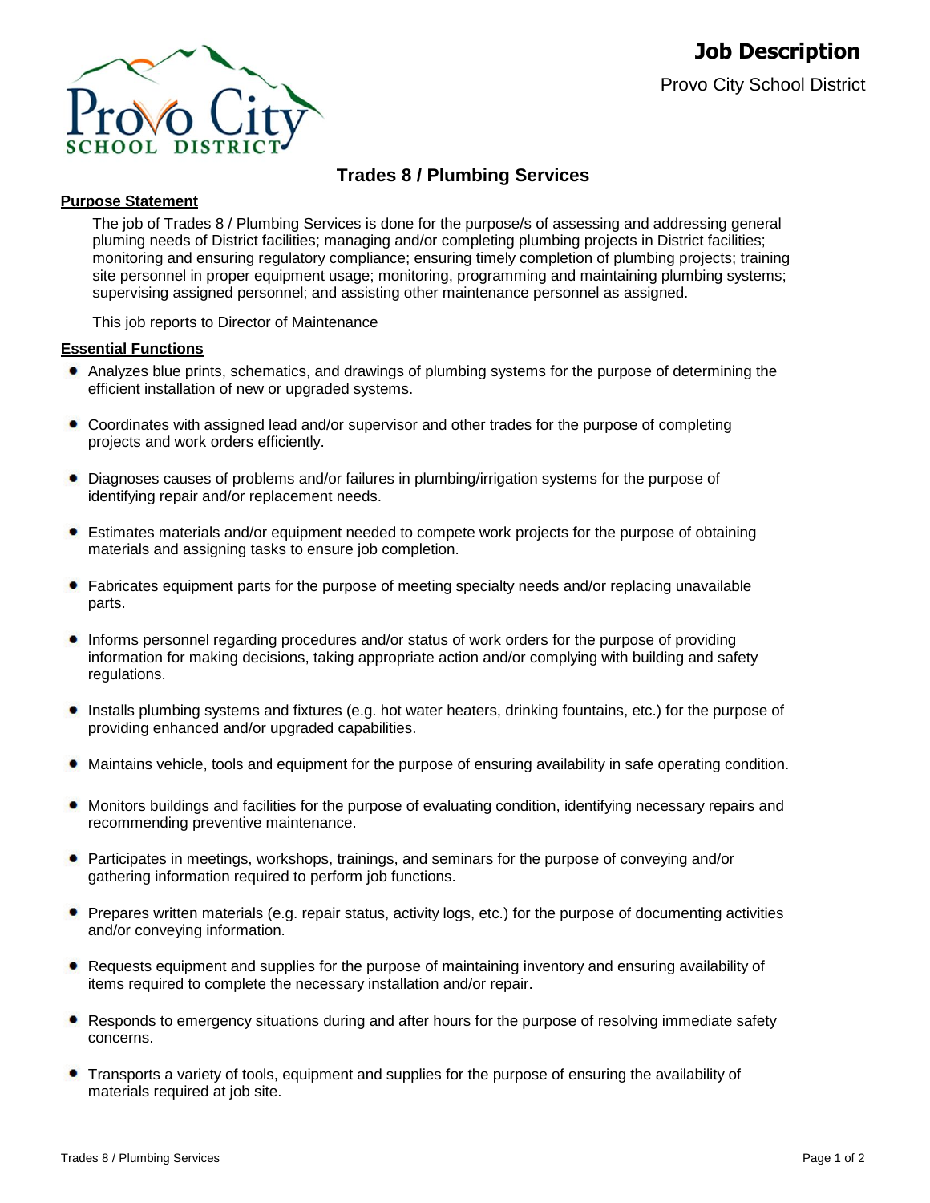# Job Description

Provo City School District

## Trades 8 / Plumbing Services

**Purpose Statement**

The job of Trades 8 / Plumbing Services is done for the purpose/s of assessing and addressing general pluming needs of District facilities; managing and/or completing plumbing projects in District facilities; monitoring and ensuring regulatory compliance; ensuring timely completion of plumbing projects; training site personnel in proper equipment usage; monitoring, programming and maintaining plumbing systems; supervising assigned personnel; and assisting other maintenance personnel as assigned.

This job reports to Director of Maintenance

**Essential Functions**

- Analyzes blue prints, schematics, and drawings of plumbing systems for the purpose of determining the efficient installation of new or upgraded systems.
- Coordinates with assigned lead and/or supervisor and other trades for the purpose of completing projects and work orders efficiently.
- Diagnoses causes of problems and/or failures in plumbing/irrigation systems for the purpose of identifying repair and/or replacement needs.
- Estimates materials and/or equipment needed to compete work projects for the purpose of obtaining materials and assigning tasks to ensure job completion.
- Fabricates equipment parts for the purpose of meeting specialty needs and/or replacing unavailable parts.
- Informs personnel regarding procedures and/or status of work orders for the purpose of providing information for making decisions, taking appropriate action and/or complying with building and safety regulations.
- Installs plumbing systems and fixtures (e.g. hot water heaters, drinking fountains, etc.) for the purpose of providing enhanced and/or upgraded capabilities.
- Maintains vehicle, tools and equipment for the purpose of ensuring availability in safe operating condition.
- Monitors buildings and facilities for the purpose of evaluating condition, identifying necessary repairs and recommending preventive maintenance.
- Participates in meetings, workshops, trainings, and seminars for the purpose of conveying and/or gathering information required to perform job functions.
- Prepares written materials (e.g. repair status, activity logs, etc.) for the purpose of documenting activities and/or conveying information.
- Requests equipment and supplies for the purpose of maintaining inventory and ensuring availability of items required to complete the necessary installation and/or repair.
- Responds to emergency situations during and after hours for the purpose of resolving immediate safety concerns.
- Transports a variety of tools, equipment and supplies for the purpose of ensuring the availability of materials required at job site.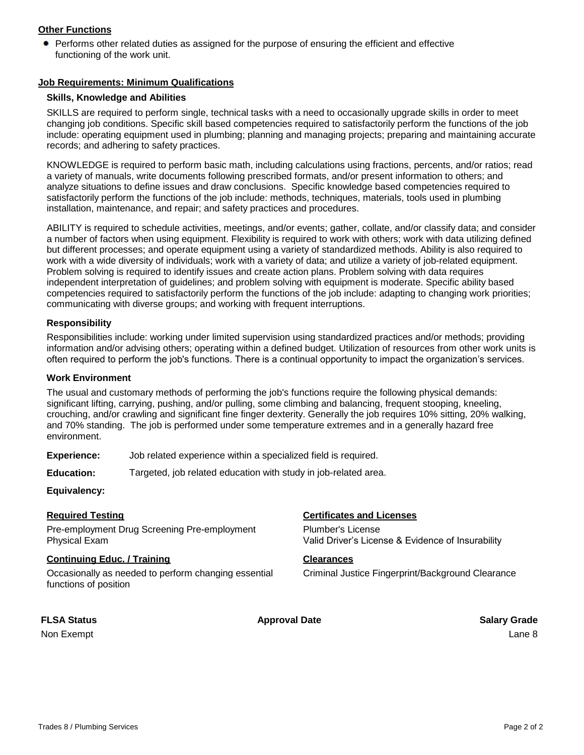## Other Functions

- Performs other related duties as assigned for the purpose of ensuring the efficient and effective functioning of the work unit.

## Job Requirements: Minimum Qualifications

### Skills, Knowledge and Abilities

SKILLS are required to perform single, technical tasks with a need to occasionally upgrade skills in order to meet changing job conditions. Specific skill based competencies required to satisfactorily perform the functions of the job include: operating equipment used in plumbing; planning and managing projects; preparing and maintaining accurate records; and adhering to safety practices.

KNOWLEDGE is required to perform basic math, including calculations using fractions, percents, and/or ratios; read a variety of manuals, write documents following prescribed formats, and/or present information to others; and analyze situations to define issues and draw conclusions. Specific knowledge based competencies required to satisfactorily perform the functions of the job include: methods, techniques, materials, tools used in plumbing installation, maintenance, and repair; and safety practices and procedures.

ABILITY is required to schedule activities, meetings, and/or events; gather, collate, and/or classify data; and consider a number of factors when using equipment. Flexibility is required to work with others; work with data utilizing defined but different processes; and operate equipment using a variety of standardized methods. Ability is also required to work with a wide diversity of individuals; work with a variety of data; and utilize a variety of job-related equipment. Problem solving is required to identify issues and create action plans. Problem solving with data requires independent interpretation of guidelines; and problem solving with equipment is moderate. Specific ability based competencies required to satisfactorily perform the functions of the job include: adapting to changing work priorities; communicating with diverse groups; and working with frequent interruptions.

### Responsibility

Responsibilities include: working under limited supervision using standardized practices and/or methods; providing information and/or advising others; operating within a defined budget. Utilization of resources from other work units is often required to perform the job's functions. There is a continual opportunity to impact the organization's services.

### Work Environment

The usual and customary methods of performing the job's functions require the following physical demands: significant lifting, carrying, pushing, and/or pulling, some climbing and balancing, frequent stooping, kneeling, crouching, and/or crawling and significant fine finger dexterity. Generally the job requires 10% sitting, 20% walking, and 70% standing. The job is performed under some temperature extremes and in a generally hazard free environment.

**Experience:** Job related experience within a specialized field is required.

**Education:** Targeted, job related education with study in job-related area.

**Equivalency:**

**Required Testing**

Pre-employment Drug Screening Pre-employment Physical Exam

**Certificates and Licenses**

Plumber's License
Valid Driver's License & Evidence of Insurability

**Continuing Educ. / Training**

Occasionally as needed to perform changing essential functions of position

**Clearances**

Criminal Justice Fingerprint/Background Clearance

| FLSA Status | Approval Date | Salary Grade |
|---|---|---|
| Non Exempt | | Lane 8 |